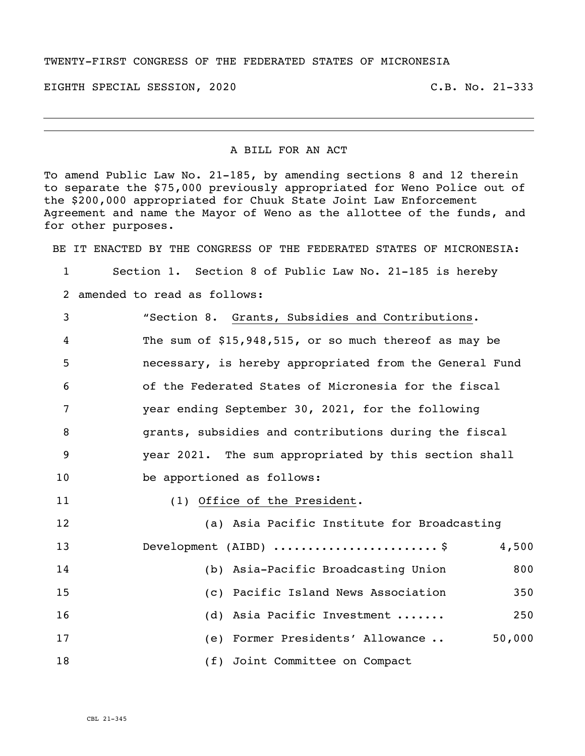TWENTY-FIRST CONGRESS OF THE FEDERATED STATES OF MICRONESIA

EIGHTH SPECIAL SESSION, 2020 C.B. No. 21-333

---

A BILL FOR AN ACT

To amend Public Law No. 21-185, by amending sections 8 and 12 therein to separate the $75,000 previously appropriated for Weno Police out of the $200,000 appropriated for Chuuk State Joint Law Enforcement Agreement and name the Mayor of Weno as the allottee of the funds, and for other purposes.

BE IT ENACTED BY THE CONGRESS OF THE FEDERATED STATES OF MICRONESIA:

1 Section 1. Section 8 of Public Law No. 21-185 is hereby
2 amended to read as follows:

3 "Section 8. Grants, Subsidies and Contributions.
4 The sum of $15,948,515, or so much thereof as may be
5 necessary, is hereby appropriated from the General Fund
6 of the Federated States of Micronesia for the fiscal
7 year ending September 30, 2021, for the following
8 grants, subsidies and contributions during the fiscal
9 year 2021. The sum appropriated by this section shall
10 be apportioned as follows:

11 (1) Office of the President.

12 (a) Asia Pacific Institute for Broadcasting
13 Development (AIBD) ...................... $ 4,500
14 (b) Asia-Pacific Broadcasting Union 800
15 (c) Pacific Island News Association 350
16 (d) Asia Pacific Investment ....... 250
17 (e) Former Presidents' Allowance .. 50,000
18 (f) Joint Committee on Compact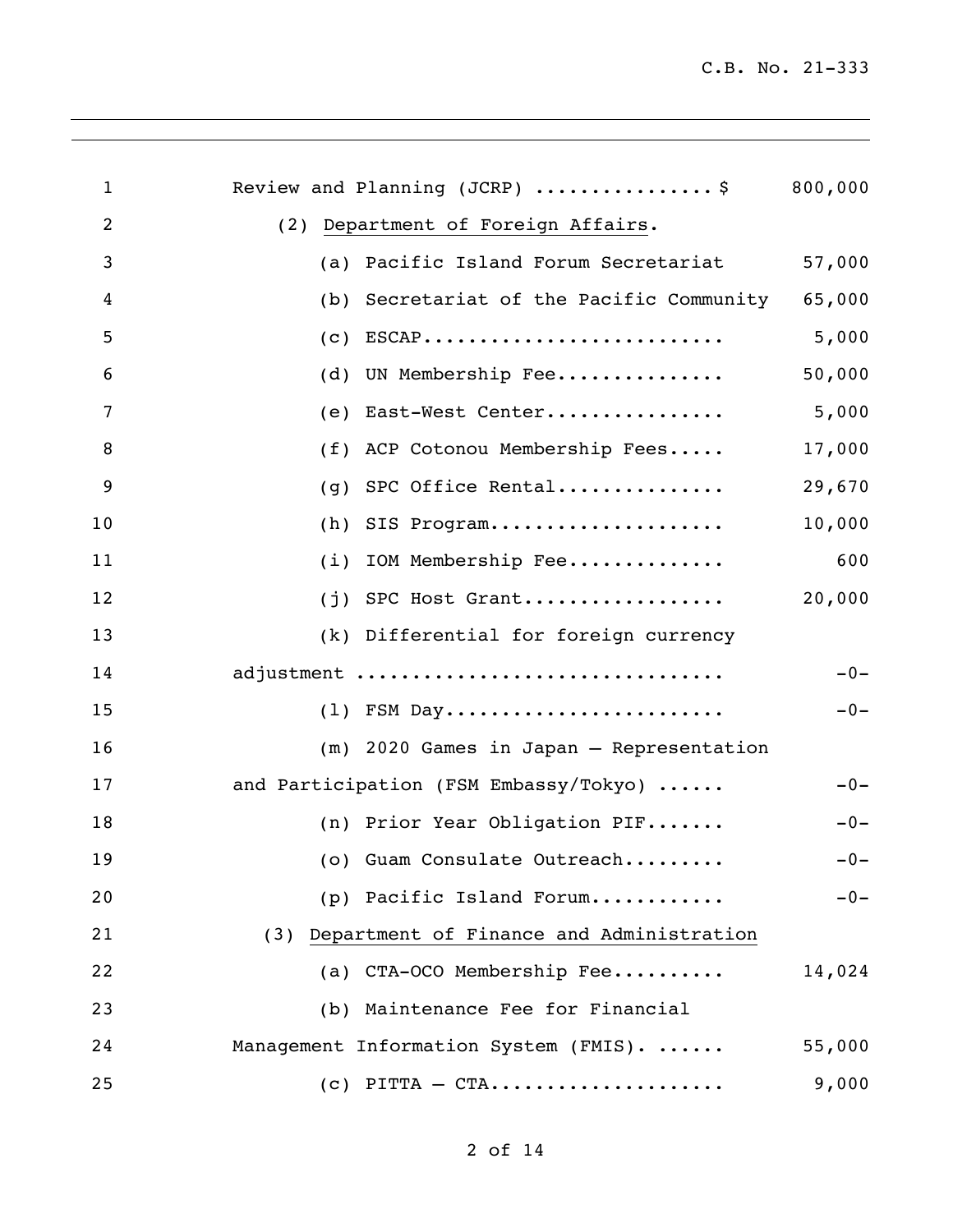Review and Planning (JCRP) ................ $ 800,000

(2) <u>Department of Foreign Affairs</u>.

| Item | Amount |
|---|---|
| (a) Pacific Island Forum Secretariat | 57,000 |
| (b) Secretariat of the Pacific Community | 65,000 |
| (c) ESCAP........................... | 5,000 |
| (d) UN Membership Fee............... | 50,000 |
| (e) East-West Center................ | 5,000 |
| (f) ACP Cotonou Membership Fees..... | 17,000 |
| (g) SPC Office Rental............... | 29,670 |
| (h) SIS Program..................... | 10,000 |
| (i) IOM Membership Fee.............. | 600 |
| (j) SPC Host Grant.................. | 20,000 |
| (k) Differential for foreign currency adjustment ................................ | -0- |
| (l) FSM Day......................... | -0- |
| (m) 2020 Games in Japan – Representation and Participation (FSM Embassy/Tokyo) ...... | -0- |
| (n) Prior Year Obligation PIF....... | -0- |
| (o) Guam Consulate Outreach......... | -0- |
| (p) Pacific Island Forum............ | -0- |

(3) <u>Department of Finance and Administration</u>

| Item | Amount |
|---|---|
| (a) CTA-OCO Membership Fee.......... | 14,024 |
| (b) Maintenance Fee for Financial Management Information System (FMIS). ...... | 55,000 |
| (c) PITTA – CTA.................... | 9,000 |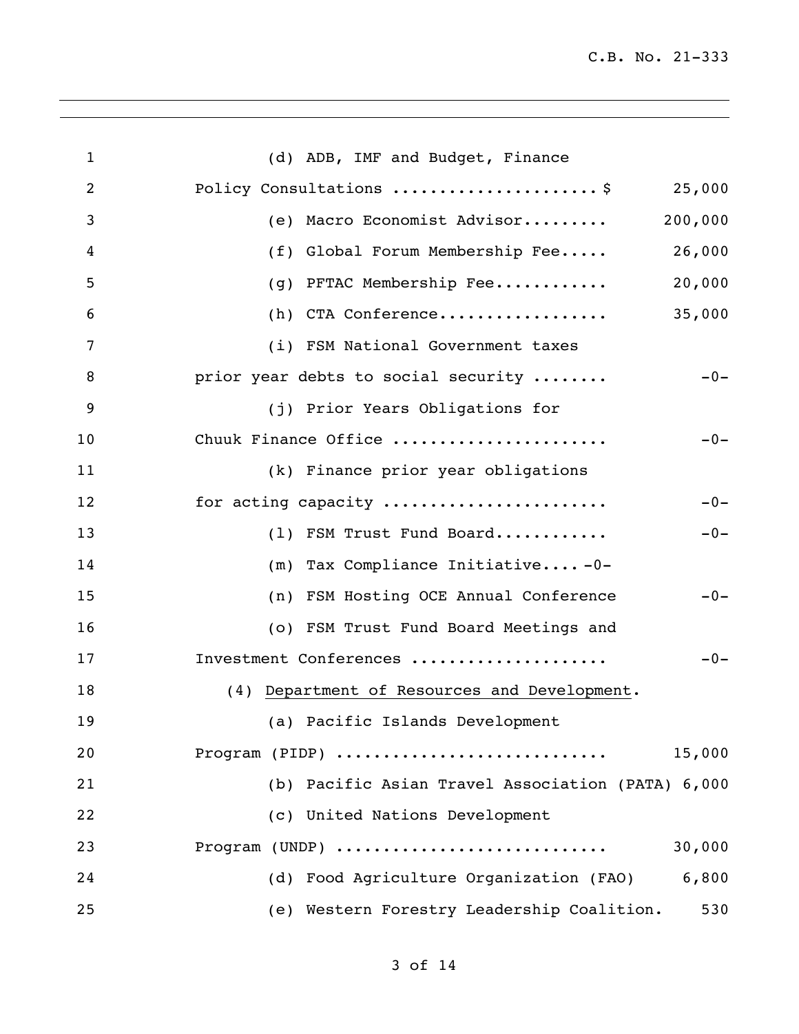(d) ADB, IMF and Budget, Finance Policy Consultations ..................... $ 25,000

(e) Macro Economist Advisor......... 200,000

(f) Global Forum Membership Fee..... 26,000

(g) PFTAC Membership Fee............ 20,000

(h) CTA Conference.................. 35,000

(i) FSM National Government taxes prior year debts to social security ........ -0-

(j) Prior Years Obligations for Chuuk Finance Office ...................... -0-

(k) Finance prior year obligations for acting capacity ....................... -0-

(l) FSM Trust Fund Board............ -0-

(m) Tax Compliance Initiative.... -0-

(n) FSM Hosting OCE Annual Conference -0-

(o) FSM Trust Fund Board Meetings and Investment Conferences .................... -0-

(4) Department of Resources and Development.

(a) Pacific Islands Development Program (PIDP) ........................... 15,000

(b) Pacific Asian Travel Association (PATA) 6,000

(c) United Nations Development Program (UNDP) ........................... 30,000

(d) Food Agriculture Organization (FAO) 6,800

(e) Western Forestry Leadership Coalition. 530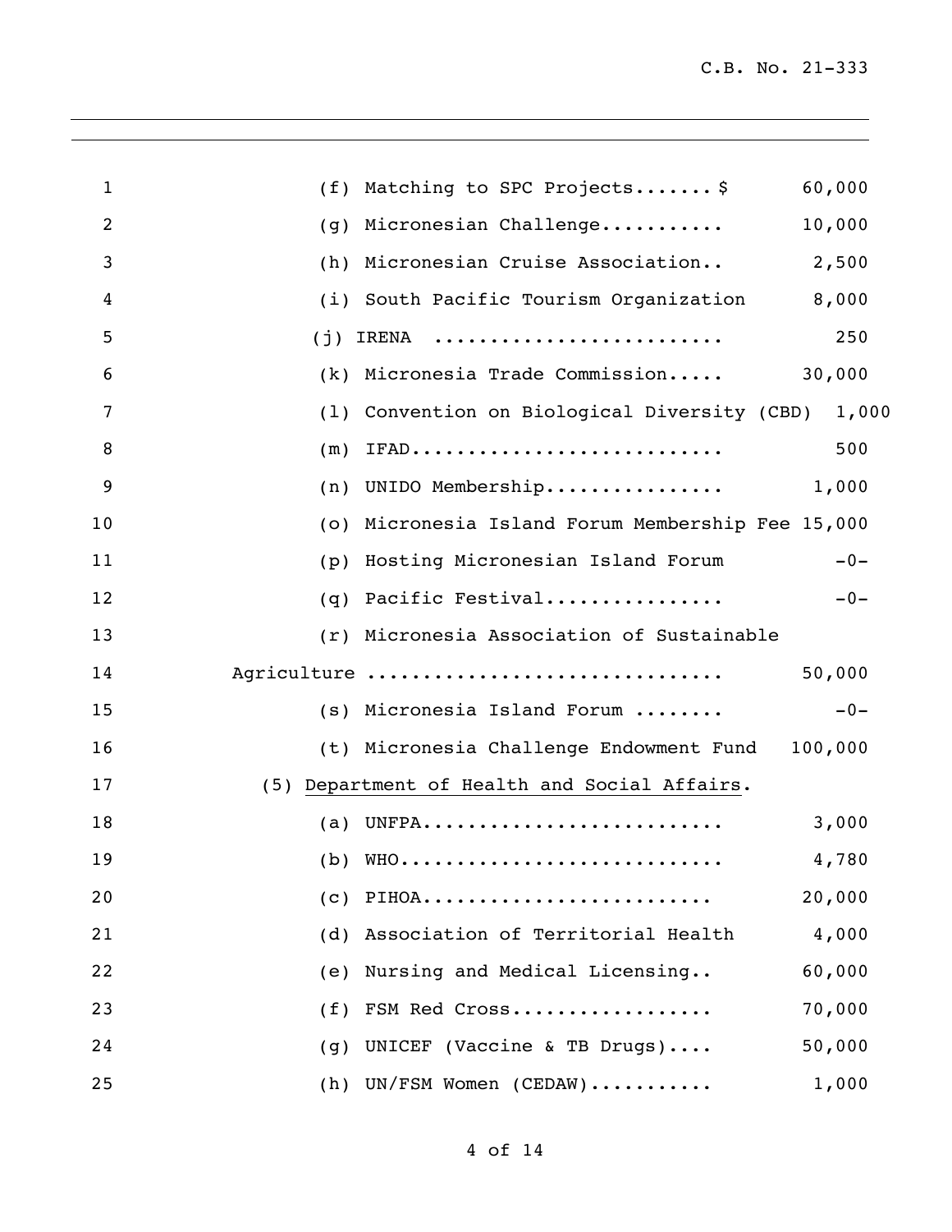(f) Matching to SPC Projects.......$ 60,000

(g) Micronesian Challenge........... 10,000

(h) Micronesian Cruise Association.. 2,500

(i) South Pacific Tourism Organization 8,000

(j) IRENA ......................... 250

(k) Micronesia Trade Commission..... 30,000

(l) Convention on Biological Diversity (CBD) 1,000

(m) IFAD........................... 500

(n) UNIDO Membership................ 1,000

(o) Micronesia Island Forum Membership Fee 15,000

(p) Hosting Micronesian Island Forum -0-

(q) Pacific Festival................ -0-

(r) Micronesia Association of Sustainable Agriculture .............................. 50,000

(s) Micronesia Island Forum ........ -0-

(t) Micronesia Challenge Endowment Fund 100,000

(5) Department of Health and Social Affairs.

(a) UNFPA.......................... 3,000

(b) WHO............................ 4,780

(c) PIHOA......................... 20,000

(d) Association of Territorial Health 4,000

(e) Nursing and Medical Licensing.. 60,000

(f) FSM Red Cross.................. 70,000

(g) UNICEF (Vaccine & TB Drugs).... 50,000

(h) UN/FSM Women (CEDAW)........... 1,000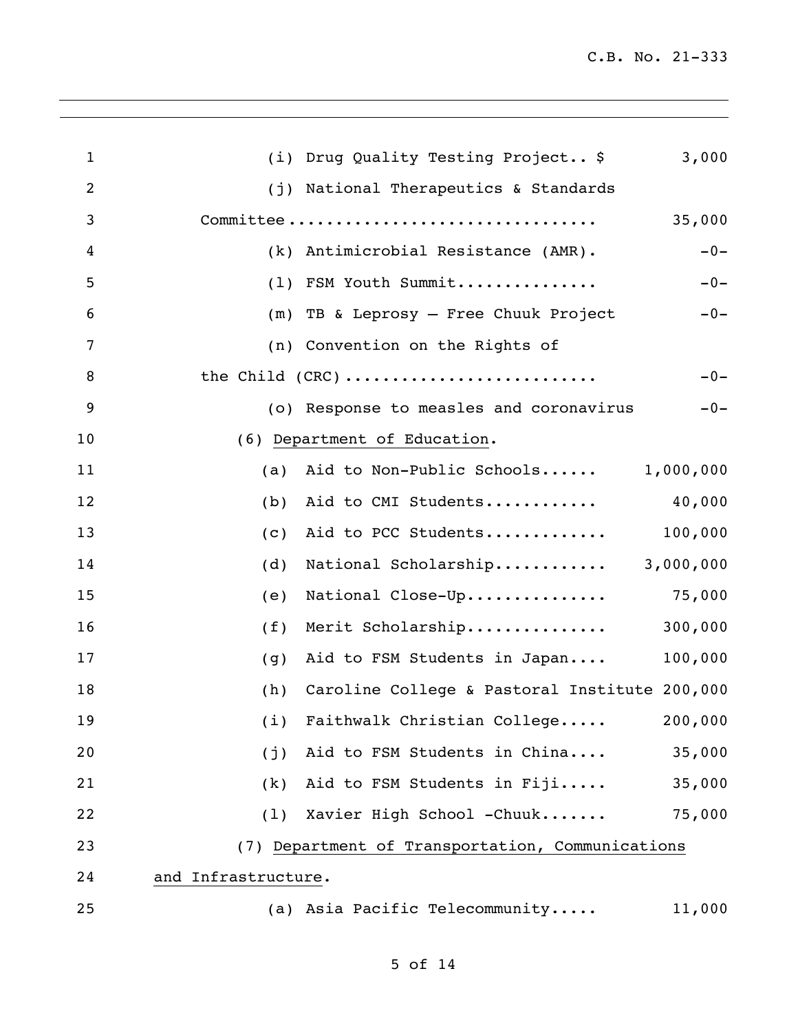(i) Drug Quality Testing Project.. $ 3,000

(j) National Therapeutics & Standards Committee................................ 35,000

(k) Antimicrobial Resistance (AMR). -0-

(l) FSM Youth Summit............... -0-

(m) TB & Leprosy – Free Chuuk Project -0-

(n) Convention on the Rights of the Child (CRC).......................... -0-

(o) Response to measles and coronavirus -0-

(6) Department of Education.

(a) Aid to Non-Public Schools...... 1,000,000

(b) Aid to CMI Students............ 40,000

(c) Aid to PCC Students............. 100,000

(d) National Scholarship............ 3,000,000

(e) National Close-Up............... 75,000

(f) Merit Scholarship............... 300,000

(g) Aid to FSM Students in Japan.... 100,000

(h) Caroline College & Pastoral Institute 200,000

(i) Faithwalk Christian College..... 200,000

(j) Aid to FSM Students in China.... 35,000

(k) Aid to FSM Students in Fiji..... 35,000

(l) Xavier High School -Chuuk....... 75,000

(7) Department of Transportation, Communications and Infrastructure.

(a) Asia Pacific Telecommunity..... 11,000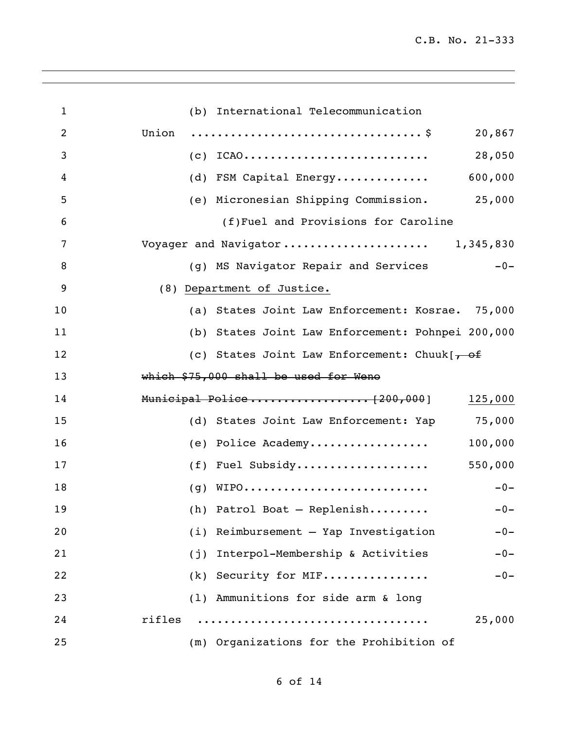(b) International Telecommunication Union ................................. $ 20,867

(c) ICAO.......................... 28,050

(d) FSM Capital Energy............. 600,000

(e) Micronesian Shipping Commission. 25,000

(f)Fuel and Provisions for Caroline Voyager and Navigator..................... 1,345,830

(g) MS Navigator Repair and Services -0-

(8) <u>Department of Justice.</u>

(a) States Joint Law Enforcement: Kosrae. 75,000

(b) States Joint Law Enforcement: Pohnpei 200,000

(c) States Joint Law Enforcement: Chuuk[~~, of which $75,000 shall be used for Weno Municipal Police.................. [200,000~~] <u>125,000</u>

(d) States Joint Law Enforcement: Yap 75,000

(e) Police Academy................. 100,000

(f) Fuel Subsidy................... 550,000

(g) WIPO........................... -0-

(h) Patrol Boat – Replenish......... -0-

(i) Reimbursement – Yap Investigation -0-

(j) Interpol-Membership & Activities -0-

(k) Security for MIF............... -0-

(l) Ammunitions for side arm & long rifles ................................. 25,000

(m) Organizations for the Prohibition of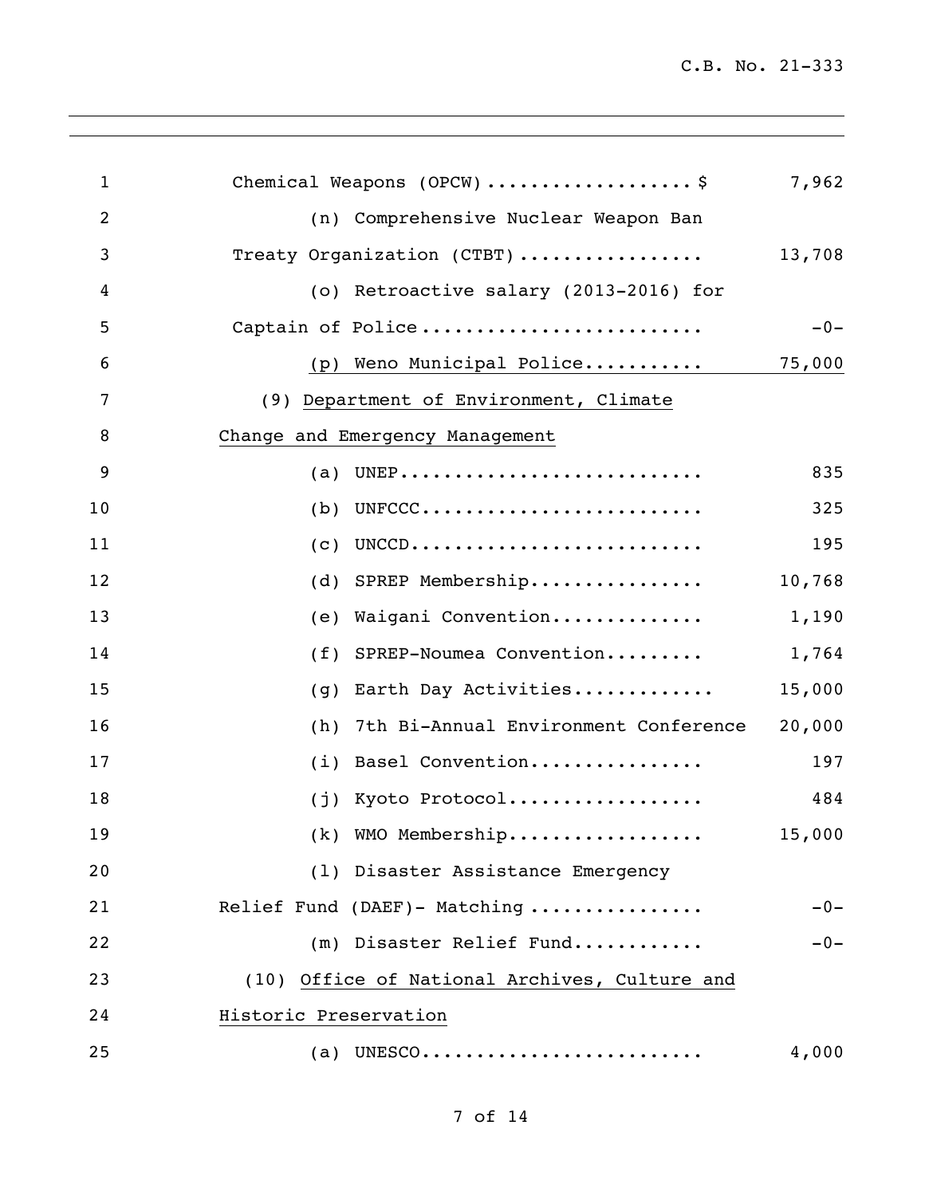Chemical Weapons (OPCW) .................. $ 7,962

(n) Comprehensive Nuclear Weapon Ban Treaty Organization (CTBT) ................ 13,708

(o) Retroactive salary (2013-2016) for Captain of Police ......................... -0-

(p) Weno Municipal Police........... 75,000

(9) Department of Environment, Climate Change and Emergency Management

(a) UNEP........................... 835

(b) UNFCCC......................... 325

(c) UNCCD.......................... 195

(d) SPREP Membership................ 10,768

(e) Waigani Convention.............. 1,190

(f) SPREP-Noumea Convention......... 1,764

(g) Earth Day Activities............ 15,000

(h) 7th Bi-Annual Environment Conference 20,000

(i) Basel Convention................ 197

(j) Kyoto Protocol.................. 484

(k) WMO Membership.................. 15,000

(l) Disaster Assistance Emergency Relief Fund (DAEF)- Matching ................ -0-

(m) Disaster Relief Fund............ -0-

(10) Office of National Archives, Culture and Historic Preservation

(a) UNESCO......................... 4,000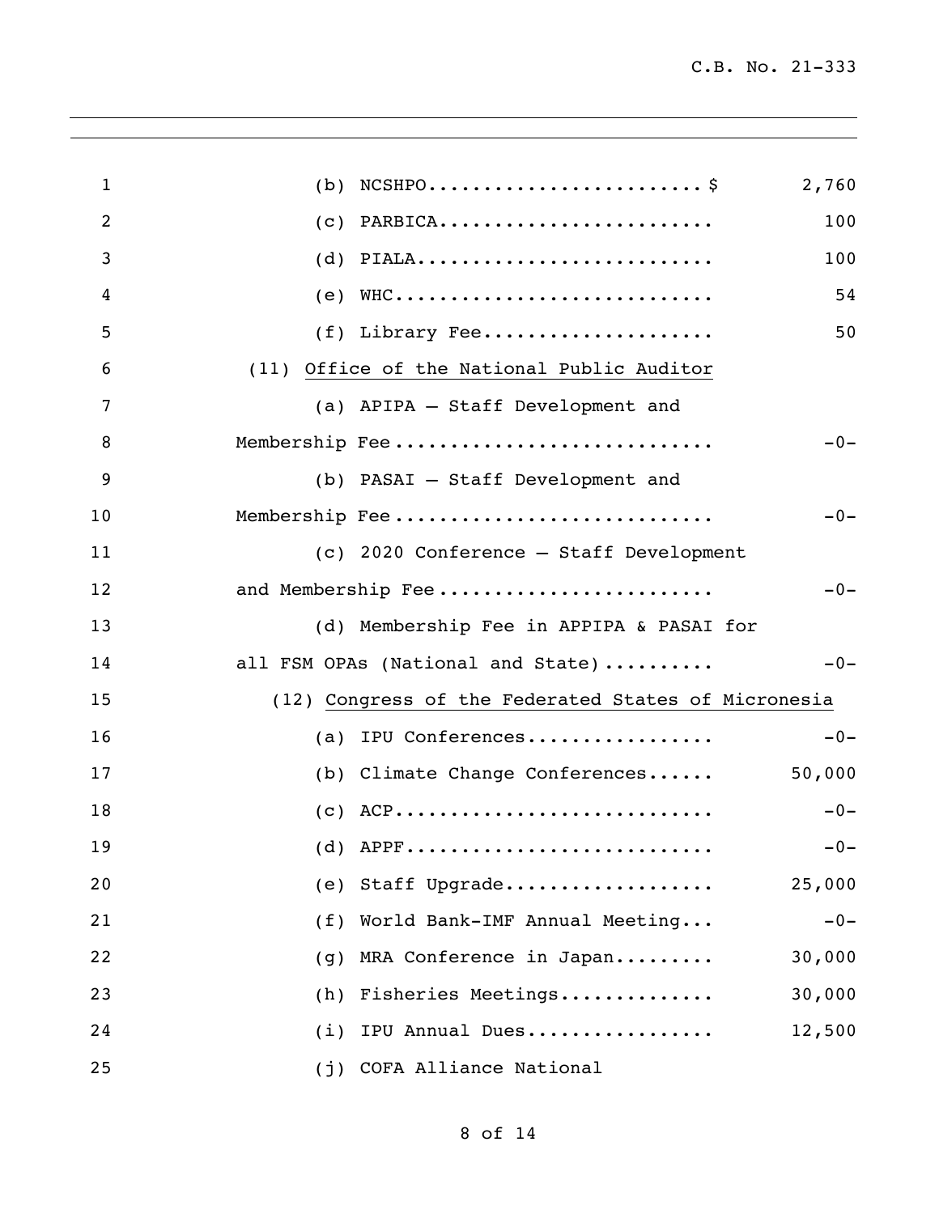(b) NCSHPO........................$ 2,760

(c) PARBICA........................ 100

(d) PIALA.......................... 100

(e) WHC............................ 54

(f) Library Fee.................... 50

(11) <u>Office of the National Public Auditor</u>

(a) APIPA – Staff Development and Membership Fee............................ -0-

(b) PASAI – Staff Development and Membership Fee............................ -0-

(c) 2020 Conference – Staff Development and Membership Fee........................ -0-

(d) Membership Fee in APPIPA & PASAI for all FSM OPAs (National and State).......... -0-

(12) <u>Congress of the Federated States of Micronesia</u>

(a) IPU Conferences................. -0-

(b) Climate Change Conferences...... 50,000

(c) ACP............................ -0-

(d) APPF........................... -0-

(e) Staff Upgrade.................. 25,000

(f) World Bank-IMF Annual Meeting... -0-

(g) MRA Conference in Japan......... 30,000

(h) Fisheries Meetings............. 30,000

(i) IPU Annual Dues................. 12,500

(j) COFA Alliance National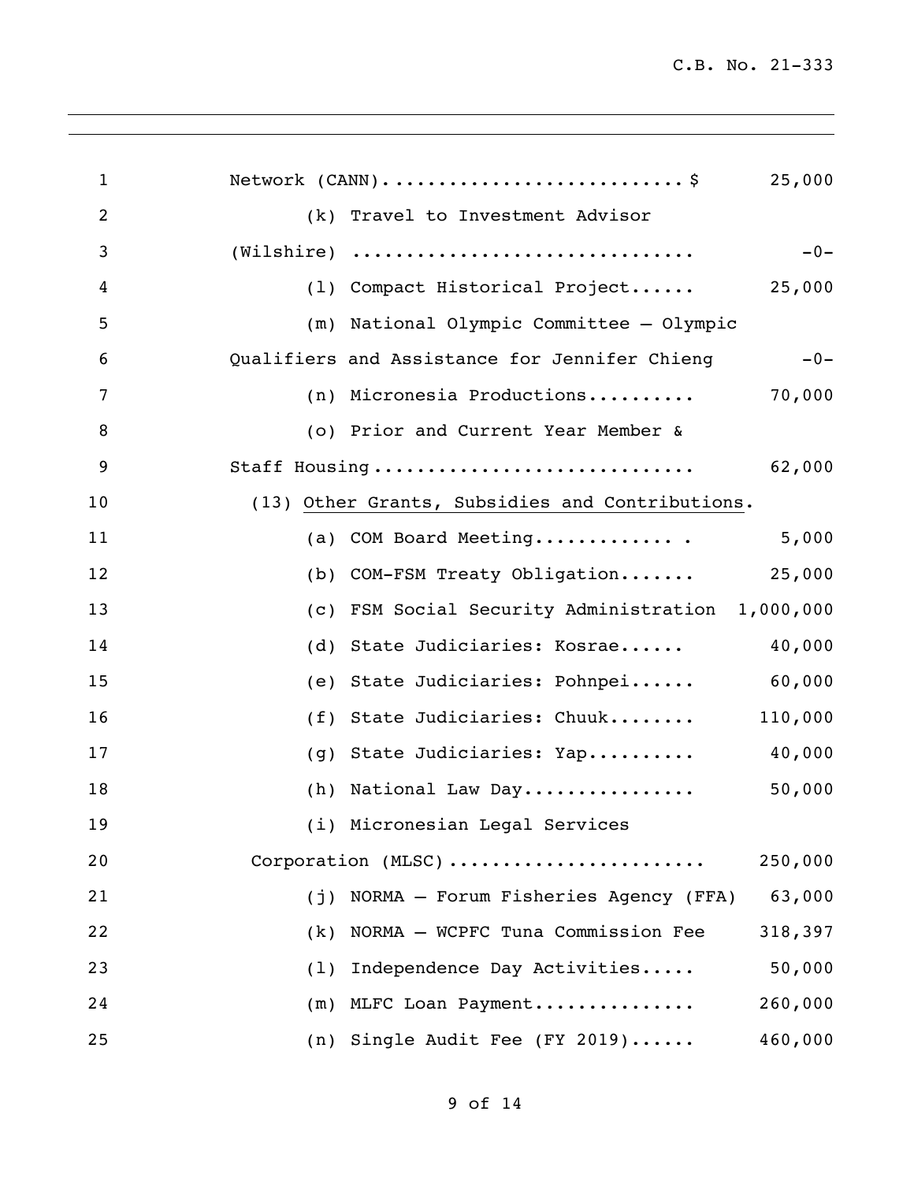Network (CANN)...........................$ 25,000

(k) Travel to Investment Advisor (Wilshire) .............................. -0-

(l) Compact Historical Project...... 25,000

(m) National Olympic Committee – Olympic Qualifiers and Assistance for Jennifer Chieng -0-

(n) Micronesia Productions.......... 70,000

(o) Prior and Current Year Member & Staff Housing............................ 62,000

(13) Other Grants, Subsidies and Contributions.

(a) COM Board Meeting............. . 5,000

(b) COM-FSM Treaty Obligation....... 25,000

(c) FSM Social Security Administration 1,000,000

(d) State Judiciaries: Kosrae...... 40,000

(e) State Judiciaries: Pohnpei...... 60,000

(f) State Judiciaries: Chuuk........ 110,000

(g) State Judiciaries: Yap.......... 40,000

(h) National Law Day................ 50,000

(i) Micronesian Legal Services Corporation (MLSC)....................... 250,000

(j) NORMA – Forum Fisheries Agency (FFA) 63,000

(k) NORMA – WCPFC Tuna Commission Fee 318,397

(l) Independence Day Activities..... 50,000

(m) MLFC Loan Payment............... 260,000

(n) Single Audit Fee (FY 2019)...... 460,000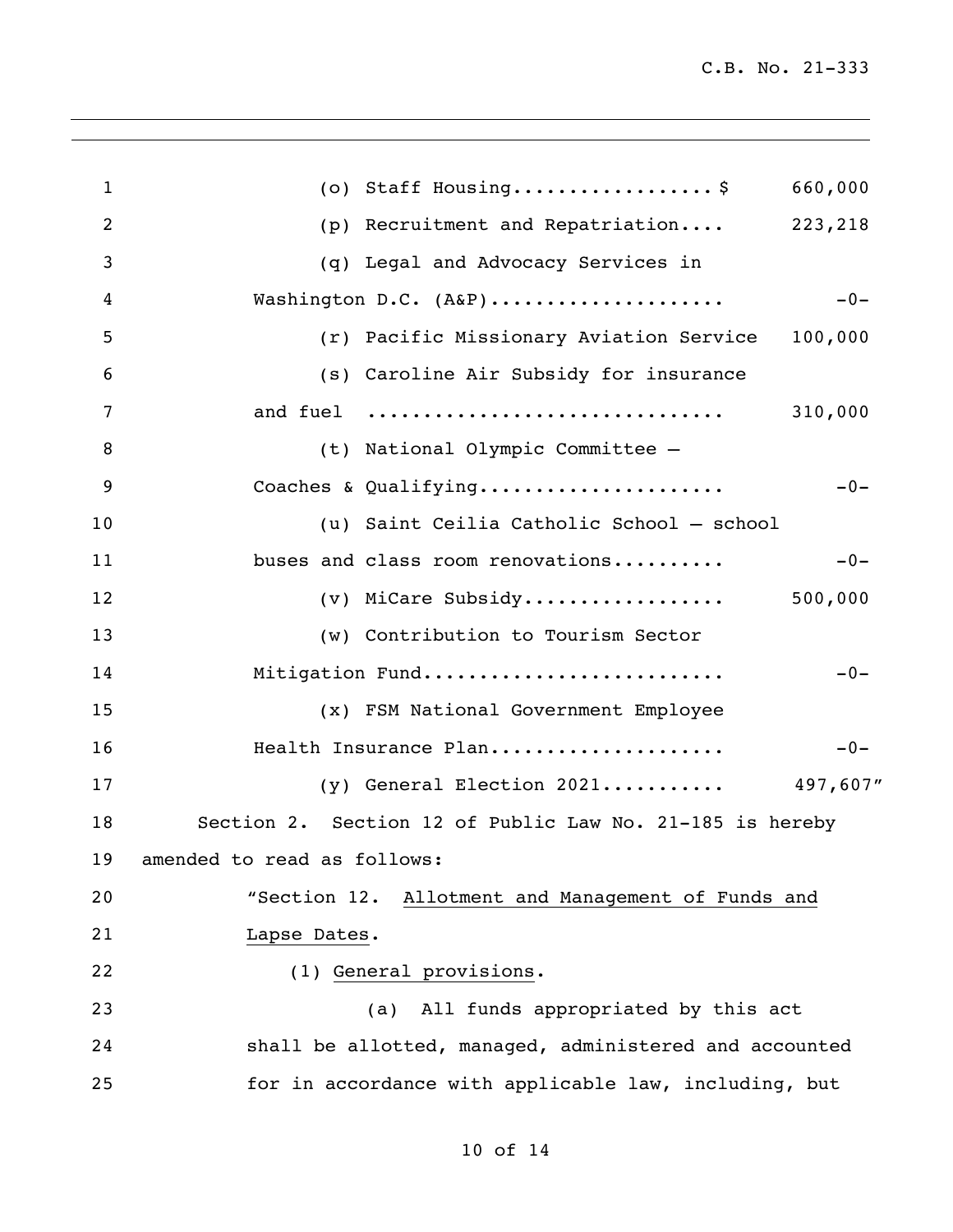(o) Staff Housing.................$ 660,000

(p) Recruitment and Repatriation.... 223,218

(q) Legal and Advocacy Services in Washington D.C. (A&P).................... -0-

(r) Pacific Missionary Aviation Service 100,000

(s) Caroline Air Subsidy for insurance and fuel .............................. 310,000

(t) National Olympic Committee – Coaches & Qualifying..................... -0-

(u) Saint Ceilia Catholic School – school buses and class room renovations.......... -0-

(v) MiCare Subsidy.................. 500,000

(w) Contribution to Tourism Sector Mitigation Fund.......................... -0-

(x) FSM National Government Employee Health Insurance Plan.................... -0-

(y) General Election 2021........... 497,607"

Section 2. Section 12 of Public Law No. 21-185 is hereby amended to read as follows:

"Section 12. Allotment and Management of Funds and Lapse Dates.

(1) General provisions.

(a) All funds appropriated by this act shall be allotted, managed, administered and accounted for in accordance with applicable law, including, but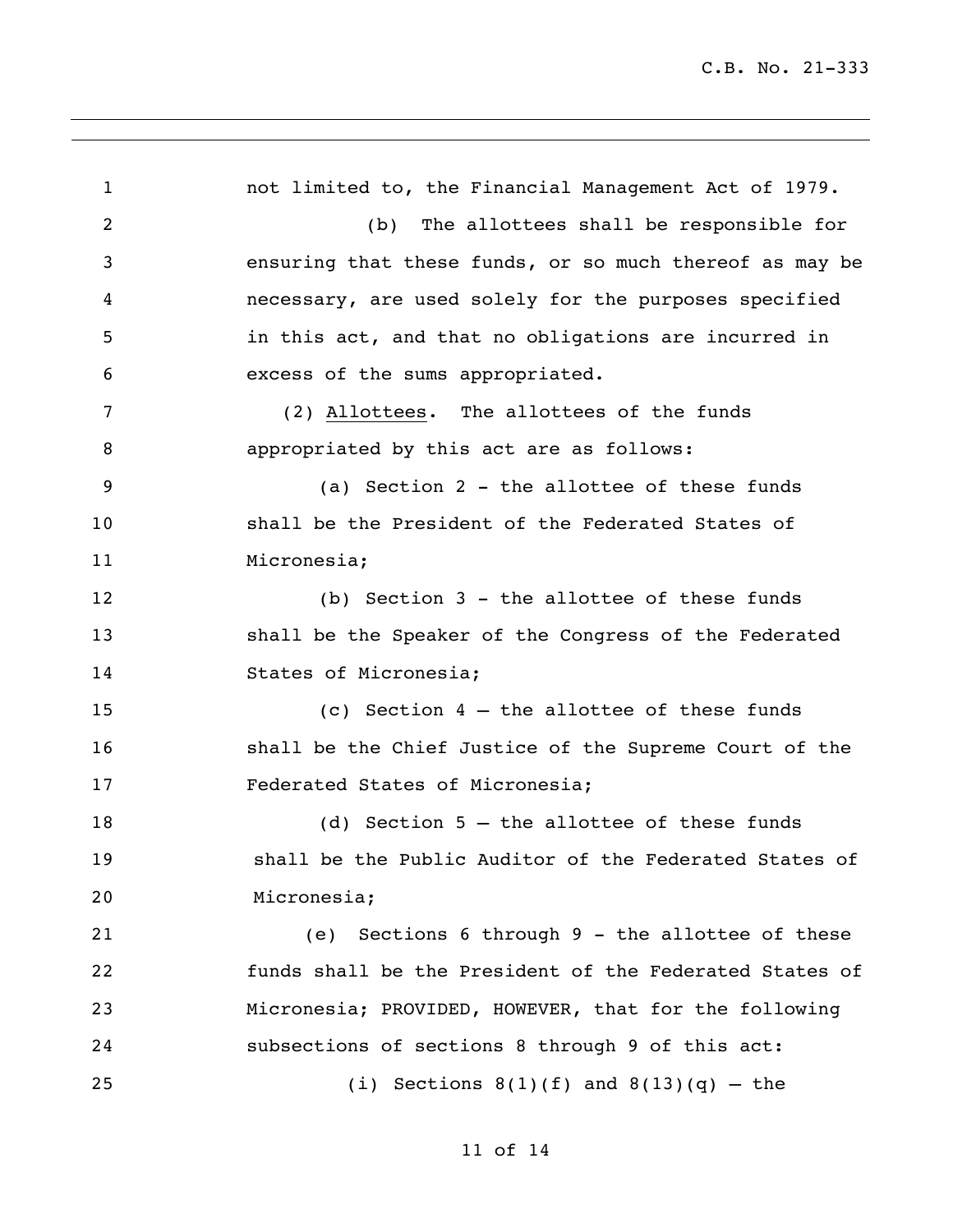not limited to, the Financial Management Act of 1979.

(b) The allottees shall be responsible for ensuring that these funds, or so much thereof as may be necessary, are used solely for the purposes specified in this act, and that no obligations are incurred in excess of the sums appropriated.

(2) Allottees. The allottees of the funds appropriated by this act are as follows:

(a) Section 2 - the allottee of these funds shall be the President of the Federated States of Micronesia;

(b) Section 3 - the allottee of these funds shall be the Speaker of the Congress of the Federated States of Micronesia;

(c) Section 4 – the allottee of these funds shall be the Chief Justice of the Supreme Court of the Federated States of Micronesia;

(d) Section 5 – the allottee of these funds shall be the Public Auditor of the Federated States of Micronesia;

(e) Sections 6 through 9 - the allottee of these funds shall be the President of the Federated States of Micronesia; PROVIDED, HOWEVER, that for the following subsections of sections 8 through 9 of this act:

(i) Sections 8(1)(f) and 8(13)(q) – the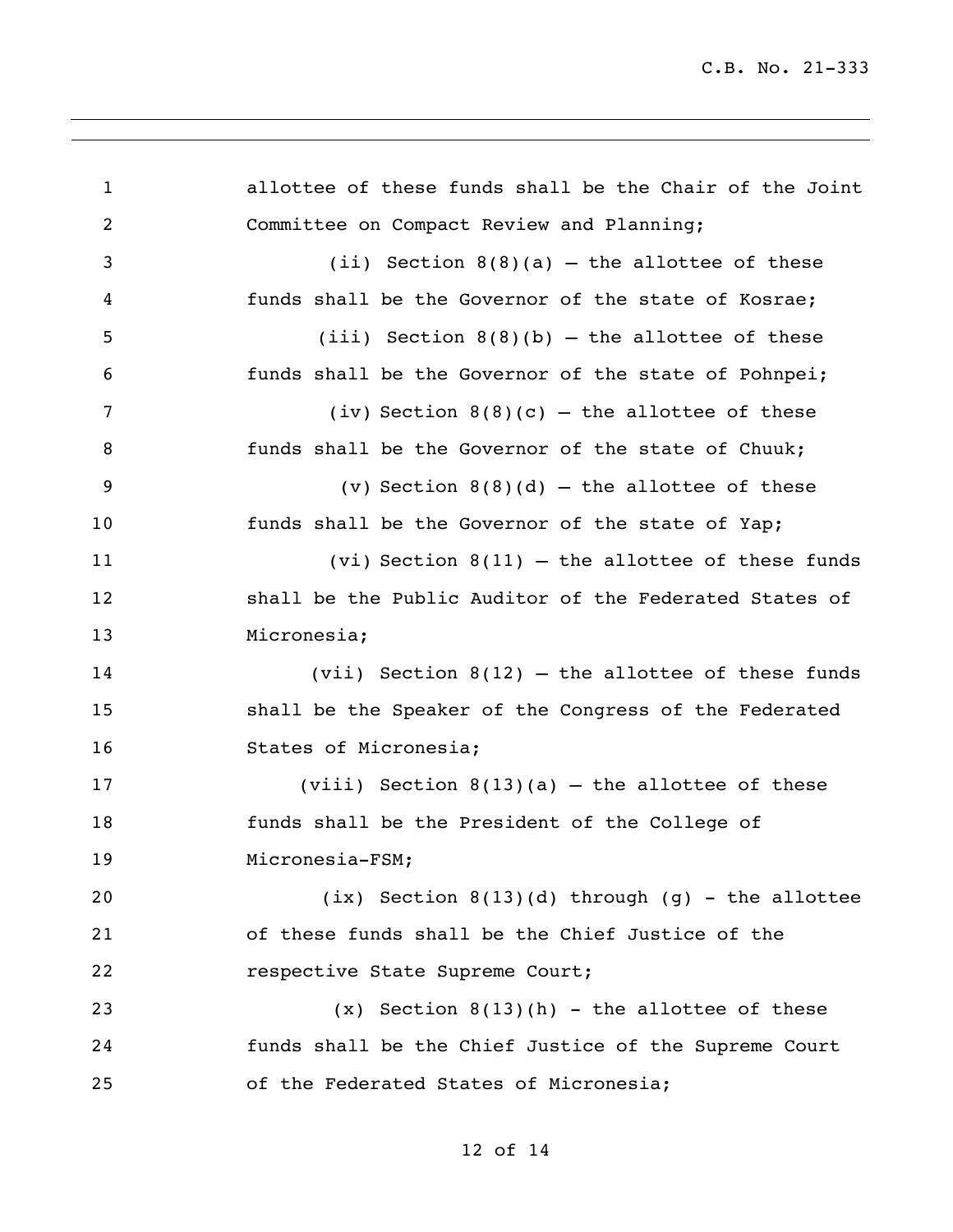allottee of these funds shall be the Chair of the Joint Committee on Compact Review and Planning;

(ii) Section 8(8)(a) – the allottee of these funds shall be the Governor of the state of Kosrae;

(iii) Section 8(8)(b) – the allottee of these funds shall be the Governor of the state of Pohnpei;

(iv) Section 8(8)(c) – the allottee of these funds shall be the Governor of the state of Chuuk;

(v) Section 8(8)(d) – the allottee of these funds shall be the Governor of the state of Yap;

(vi) Section 8(11) – the allottee of these funds shall be the Public Auditor of the Federated States of Micronesia;

(vii) Section 8(12) – the allottee of these funds shall be the Speaker of the Congress of the Federated States of Micronesia;

(viii) Section 8(13)(a) – the allottee of these funds shall be the President of the College of Micronesia-FSM;

(ix) Section 8(13)(d) through (g) - the allottee of these funds shall be the Chief Justice of the respective State Supreme Court;

(x) Section 8(13)(h) - the allottee of these funds shall be the Chief Justice of the Supreme Court of the Federated States of Micronesia;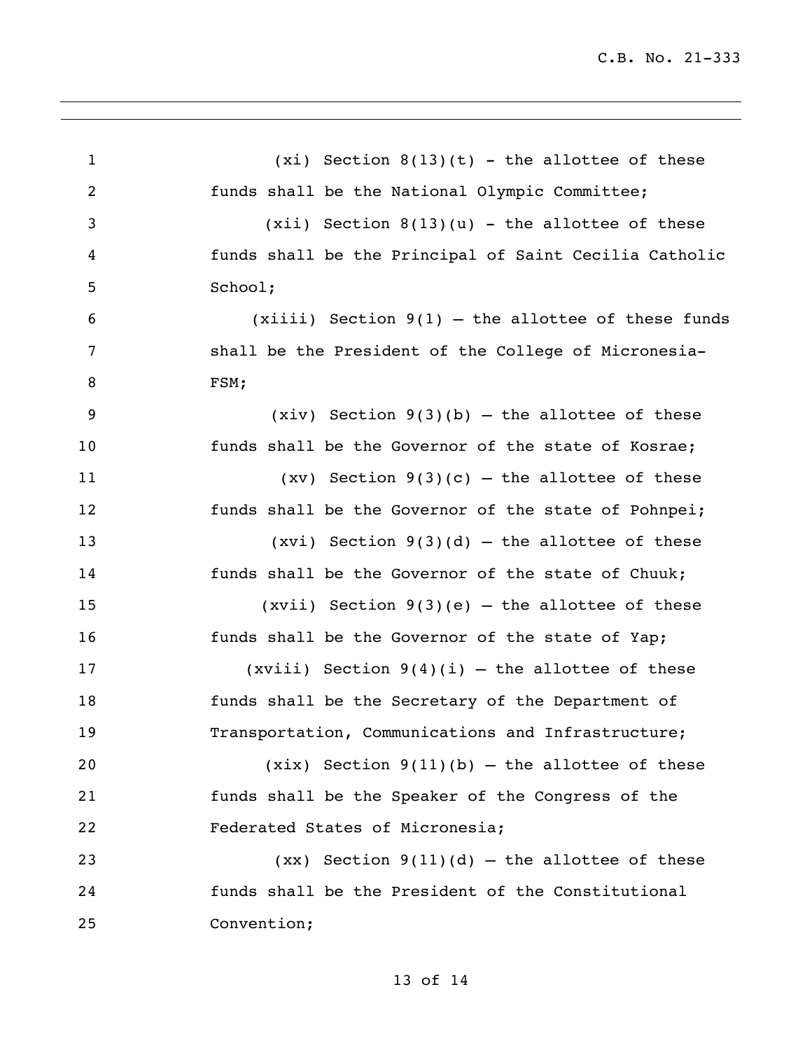(xi) Section 8(13)(t) - the allottee of these funds shall be the National Olympic Committee;

(xii) Section 8(13)(u) - the allottee of these funds shall be the Principal of Saint Cecilia Catholic School;

(xiiii) Section 9(1) – the allottee of these funds shall be the President of the College of Micronesia-FSM;

(xiv) Section 9(3)(b) – the allottee of these funds shall be the Governor of the state of Kosrae;

(xv) Section 9(3)(c) – the allottee of these funds shall be the Governor of the state of Pohnpei;

(xvi) Section 9(3)(d) – the allottee of these funds shall be the Governor of the state of Chuuk;

(xvii) Section 9(3)(e) – the allottee of these funds shall be the Governor of the state of Yap;

(xviii) Section 9(4)(i) – the allottee of these funds shall be the Secretary of the Department of Transportation, Communications and Infrastructure;

(xix) Section 9(11)(b) – the allottee of these funds shall be the Speaker of the Congress of the Federated States of Micronesia;

(xx) Section 9(11)(d) – the allottee of these funds shall be the President of the Constitutional Convention;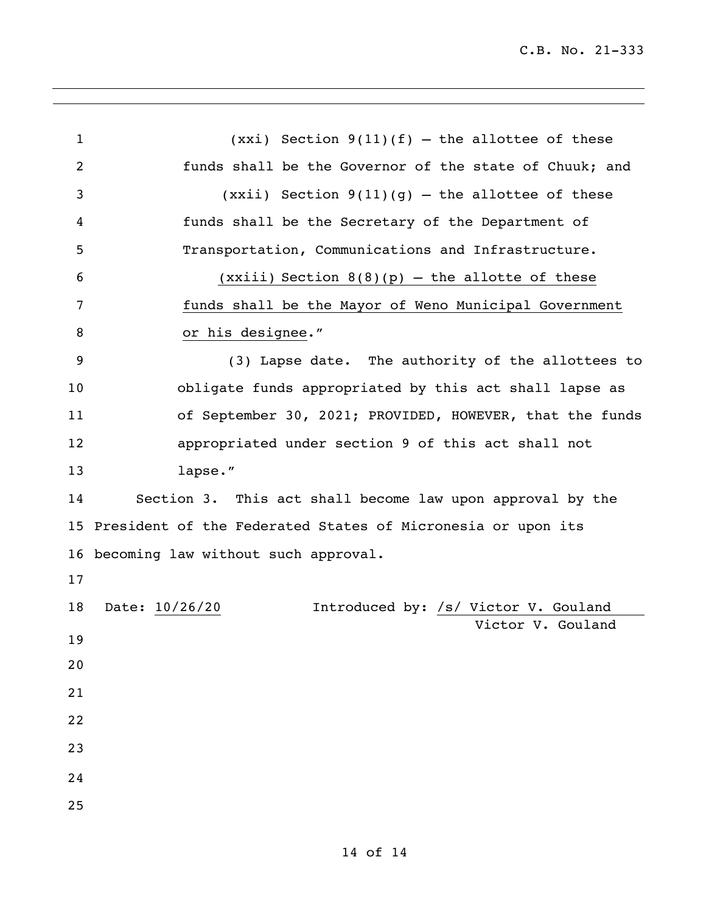(xxi) Section 9(11)(f) – the allottee of these funds shall be the Governor of the state of Chuuk; and

(xxii) Section 9(11)(g) – the allottee of these funds shall be the Secretary of the Department of Transportation, Communications and Infrastructure.

<u>(xxiii) Section 8(8)(p) – the allotte of these funds shall be the Mayor of Weno Municipal Government or his designee</u>."

(3) Lapse date. The authority of the allottees to obligate funds appropriated by this act shall lapse as of September 30, 2021; PROVIDED, HOWEVER, that the funds appropriated under section 9 of this act shall not lapse."

Section 3. This act shall become law upon approval by the President of the Federated States of Micronesia or upon its becoming law without such approval.

Date: 10/26/20 Introduced by: /s/ Victor V. Gouland

Victor V. Gouland